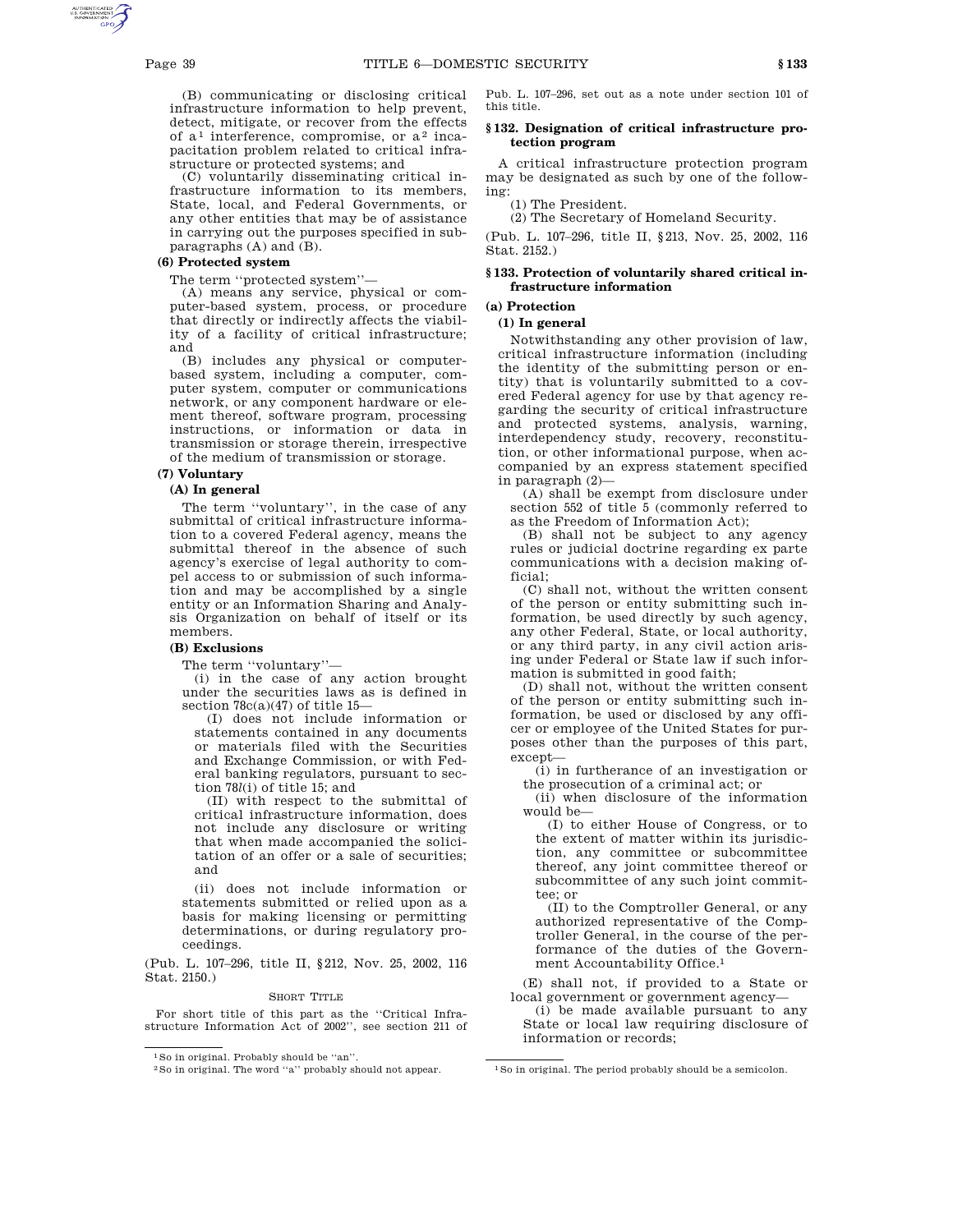(B) communicating or disclosing critical infrastructure information to help prevent, detect, mitigate, or recover from the effects of a[1] interference, compromise, or a[2] incapacitation problem related to critical infrastructure or protected systems; and

(C) voluntarily disseminating critical infrastructure information to its members, State, local, and Federal Governments, or any other entities that may be of assistance in carrying out the purposes specified in subparagraphs (A) and (B).

**(6) Protected system**

The term "protected system"—

(A) means any service, physical or computer-based system, process, or procedure that directly or indirectly affects the viability of a facility of critical infrastructure; and

(B) includes any physical or computer-based system, including a computer, computer system, computer or communications network, or any component hardware or element thereof, software program, processing instructions, or information or data in transmission or storage therein, irrespective of the medium of transmission or storage.

**(7) Voluntary**

**(A) In general**

The term "voluntary", in the case of any submittal of critical infrastructure information to a covered Federal agency, means the submittal thereof in the absence of such agency's exercise of legal authority to compel access to or submission of such information and may be accomplished by a single entity or an Information Sharing and Analysis Organization on behalf of itself or its members.

**(B) Exclusions**

The term "voluntary"—

(i) in the case of any action brought under the securities laws as is defined in section 78c(a)(47) of title 15—

(I) does not include information or statements contained in any documents or materials filed with the Securities and Exchange Commission, or with Federal banking regulators, pursuant to section 78*l*(i) of title 15; and

(II) with respect to the submittal of critical infrastructure information, does not include any disclosure or writing that when made accompanied the solicitation of an offer or a sale of securities; and

(ii) does not include information or statements submitted or relied upon as a basis for making licensing or permitting determinations, or during regulatory proceedings.

(Pub. L. 107–296, title II, §212, Nov. 25, 2002, 116 Stat. 2150.)

SHORT TITLE

For short title of this part as the "Critical Infrastructure Information Act of 2002", see section 211 of Pub. L. 107–296, set out as a note under section 101 of this title.

[1] So in original. Probably should be "an".

[2] So in original. The word "a" probably should not appear.

## § 132. Designation of critical infrastructure protection program

A critical infrastructure protection program may be designated as such by one of the following:

(1) The President.

(2) The Secretary of Homeland Security.

(Pub. L. 107–296, title II, §213, Nov. 25, 2002, 116 Stat. 2152.)

## § 133. Protection of voluntarily shared critical infrastructure information

**(a) Protection**

**(1) In general**

Notwithstanding any other provision of law, critical infrastructure information (including the identity of the submitting person or entity) that is voluntarily submitted to a covered Federal agency for use by that agency regarding the security of critical infrastructure and protected systems, analysis, warning, interdependency study, recovery, reconstitution, or other informational purpose, when accompanied by an express statement specified in paragraph (2)—

(A) shall be exempt from disclosure under section 552 of title 5 (commonly referred to as the Freedom of Information Act);

(B) shall not be subject to any agency rules or judicial doctrine regarding ex parte communications with a decision making official;

(C) shall not, without the written consent of the person or entity submitting such information, be used directly by such agency, any other Federal, State, or local authority, or any third party, in any civil action arising under Federal or State law if such information is submitted in good faith;

(D) shall not, without the written consent of the person or entity submitting such information, be used or disclosed by any officer or employee of the United States for purposes other than the purposes of this part, except—

(i) in furtherance of an investigation or the prosecution of a criminal act; or

(ii) when disclosure of the information would be—

(I) to either House of Congress, or to the extent of matter within its jurisdiction, any committee or subcommittee thereof, any joint committee thereof or subcommittee of any such joint committee; or

(II) to the Comptroller General, or any authorized representative of the Comptroller General, in the course of the performance of the duties of the Government Accountability Office.[1]

(E) shall not, if provided to a State or local government or government agency—

(i) be made available pursuant to any State or local law requiring disclosure of information or records;

[1] So in original. The period probably should be a semicolon.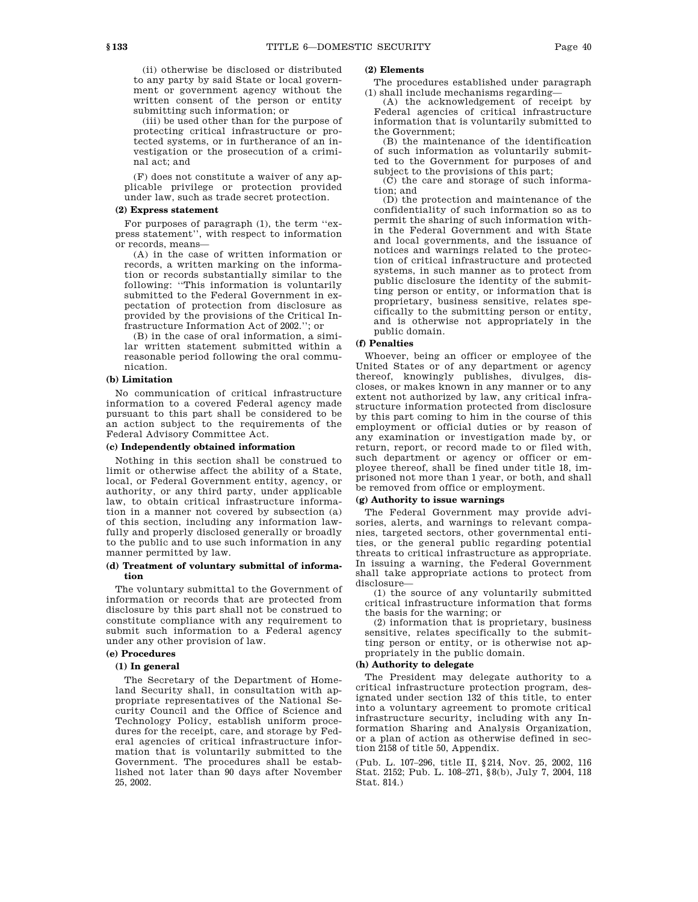(ii) otherwise be disclosed or distributed to any party by said State or local government or government agency without the written consent of the person or entity submitting such information; or

(iii) be used other than for the purpose of protecting critical infrastructure or protected systems, or in furtherance of an investigation or the prosecution of a criminal act; and

(F) does not constitute a waiver of any applicable privilege or protection provided under law, such as trade secret protection.

#### (2) Express statement

For purposes of paragraph (1), the term ''express statement'', with respect to information or records, means—

(A) in the case of written information or records, a written marking on the information or records substantially similar to the following: ''This information is voluntarily submitted to the Federal Government in expectation of protection from disclosure as provided by the provisions of the Critical Infrastructure Information Act of 2002.''; or

(B) in the case of oral information, a similar written statement submitted within a reasonable period following the oral communication.

### (b) Limitation

No communication of critical infrastructure information to a covered Federal agency made pursuant to this part shall be considered to be an action subject to the requirements of the Federal Advisory Committee Act.

### (c) Independently obtained information

Nothing in this section shall be construed to limit or otherwise affect the ability of a State, local, or Federal Government entity, agency, or authority, or any third party, under applicable law, to obtain critical infrastructure information in a manner not covered by subsection (a) of this section, including any information lawfully and properly disclosed generally or broadly to the public and to use such information in any manner permitted by law.

### (d) Treatment of voluntary submittal of information

The voluntary submittal to the Government of information or records that are protected from disclosure by this part shall not be construed to constitute compliance with any requirement to submit such information to a Federal agency under any other provision of law.

### (e) Procedures

#### (1) In general

The Secretary of the Department of Homeland Security shall, in consultation with appropriate representatives of the National Security Council and the Office of Science and Technology Policy, establish uniform procedures for the receipt, care, and storage by Federal agencies of critical infrastructure information that is voluntarily submitted to the Government. The procedures shall be established not later than 90 days after November 25, 2002.

#### (2) Elements

The procedures established under paragraph (1) shall include mechanisms regarding—

(A) the acknowledgement of receipt by Federal agencies of critical infrastructure information that is voluntarily submitted to the Government;

(B) the maintenance of the identification of such information as voluntarily submitted to the Government for purposes of and subject to the provisions of this part;

(C) the care and storage of such information; and

(D) the protection and maintenance of the confidentiality of such information so as to permit the sharing of such information within the Federal Government and with State and local governments, and the issuance of notices and warnings related to the protection of critical infrastructure and protected systems, in such manner as to protect from public disclosure the identity of the submitting person or entity, or information that is proprietary, business sensitive, relates specifically to the submitting person or entity, and is otherwise not appropriately in the public domain.

### (f) Penalties

Whoever, being an officer or employee of the United States or of any department or agency thereof, knowingly publishes, divulges, discloses, or makes known in any manner or to any extent not authorized by law, any critical infrastructure information protected from disclosure by this part coming to him in the course of this employment or official duties or by reason of any examination or investigation made by, or return, report, or record made to or filed with, such department or agency or officer or employee thereof, shall be fined under title 18, imprisoned not more than 1 year, or both, and shall be removed from office or employment.

### (g) Authority to issue warnings

The Federal Government may provide advisories, alerts, and warnings to relevant companies, targeted sectors, other governmental entities, or the general public regarding potential threats to critical infrastructure as appropriate. In issuing a warning, the Federal Government shall take appropriate actions to protect from disclosure—

(1) the source of any voluntarily submitted critical infrastructure information that forms the basis for the warning; or

(2) information that is proprietary, business sensitive, relates specifically to the submitting person or entity, or is otherwise not appropriately in the public domain.

### (h) Authority to delegate

The President may delegate authority to a critical infrastructure protection program, designated under section 132 of this title, to enter into a voluntary agreement to promote critical infrastructure security, including with any Information Sharing and Analysis Organization, or a plan of action as otherwise defined in section 2158 of title 50, Appendix.

(Pub. L. 107–296, title II, §214, Nov. 25, 2002, 116 Stat. 2152; Pub. L. 108–271, §8(b), July 7, 2004, 118 Stat. 814.)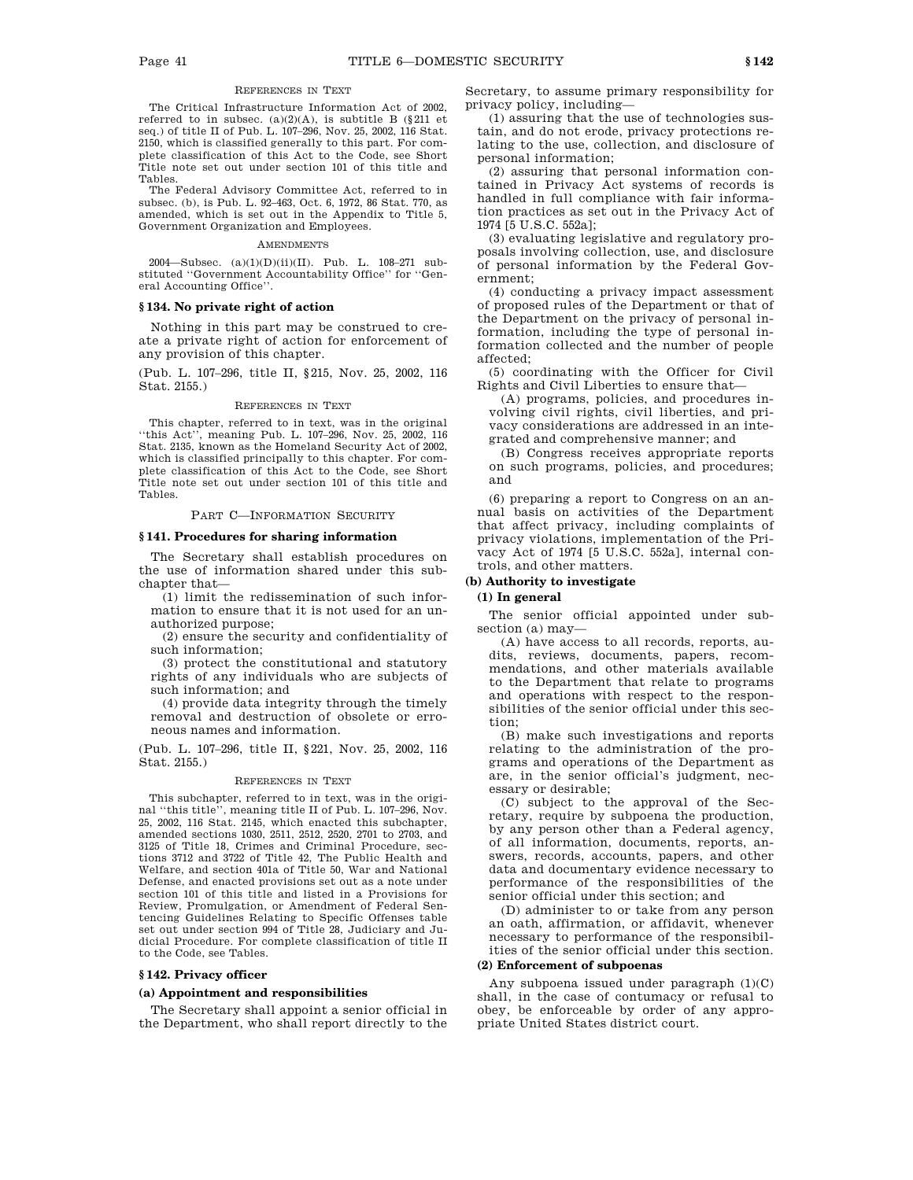REFERENCES IN TEXT

The Critical Infrastructure Information Act of 2002, referred to in subsec. (a)(2)(A), is subtitle B (§211 et seq.) of title II of Pub. L. 107–296, Nov. 25, 2002, 116 Stat. 2150, which is classified generally to this part. For complete classification of this Act to the Code, see Short Title note set out under section 101 of this title and Tables.

The Federal Advisory Committee Act, referred to in subsec. (b), is Pub. L. 92–463, Oct. 6, 1972, 86 Stat. 770, as amended, which is set out in the Appendix to Title 5, Government Organization and Employees.

AMENDMENTS

2004—Subsec. (a)(1)(D)(ii)(II). Pub. L. 108–271 substituted "Government Accountability Office" for "General Accounting Office".

### § 134. No private right of action

Nothing in this part may be construed to create a private right of action for enforcement of any provision of this chapter.

(Pub. L. 107–296, title II, §215, Nov. 25, 2002, 116 Stat. 2155.)

REFERENCES IN TEXT

This chapter, referred to in text, was in the original "this Act", meaning Pub. L. 107–296, Nov. 25, 2002, 116 Stat. 2135, known as the Homeland Security Act of 2002, which is classified principally to this chapter. For complete classification of this Act to the Code, see Short Title note set out under section 101 of this title and Tables.

## PART C—INFORMATION SECURITY

### § 141. Procedures for sharing information

The Secretary shall establish procedures on the use of information shared under this subchapter that—

(1) limit the redissemination of such information to ensure that it is not used for an unauthorized purpose;

(2) ensure the security and confidentiality of such information;

(3) protect the constitutional and statutory rights of any individuals who are subjects of such information; and

(4) provide data integrity through the timely removal and destruction of obsolete or erroneous names and information.

(Pub. L. 107–296, title II, §221, Nov. 25, 2002, 116 Stat. 2155.)

REFERENCES IN TEXT

This subchapter, referred to in text, was in the original "this title", meaning title II of Pub. L. 107–296, Nov. 25, 2002, 116 Stat. 2145, which enacted this subchapter, amended sections 1030, 2511, 2512, 2520, 2701 to 2703, and 3125 of Title 18, Crimes and Criminal Procedure, sections 3712 and 3722 of Title 42, The Public Health and Welfare, and section 401a of Title 50, War and National Defense, and enacted provisions set out as a note under section 101 of this title and listed in a Provisions for Review, Promulgation, or Amendment of Federal Sentencing Guidelines Relating to Specific Offenses table set out under section 994 of Title 28, Judiciary and Judicial Procedure. For complete classification of title II to the Code, see Tables.

### § 142. Privacy officer

#### (a) Appointment and responsibilities

The Secretary shall appoint a senior official in the Department, who shall report directly to the Secretary, to assume primary responsibility for privacy policy, including—

(1) assuring that the use of technologies sustain, and do not erode, privacy protections relating to the use, collection, and disclosure of personal information;

(2) assuring that personal information contained in Privacy Act systems of records is handled in full compliance with fair information practices as set out in the Privacy Act of 1974 [5 U.S.C. 552a];

(3) evaluating legislative and regulatory proposals involving collection, use, and disclosure of personal information by the Federal Government;

(4) conducting a privacy impact assessment of proposed rules of the Department or that of the Department on the privacy of personal information, including the type of personal information collected and the number of people affected;

(5) coordinating with the Officer for Civil Rights and Civil Liberties to ensure that—

(A) programs, policies, and procedures involving civil rights, civil liberties, and privacy considerations are addressed in an integrated and comprehensive manner; and

(B) Congress receives appropriate reports on such programs, policies, and procedures; and

(6) preparing a report to Congress on an annual basis on activities of the Department that affect privacy, including complaints of privacy violations, implementation of the Privacy Act of 1974 [5 U.S.C. 552a], internal controls, and other matters.

#### (b) Authority to investigate

**(1) In general**

The senior official appointed under subsection (a) may—

(A) have access to all records, reports, audits, reviews, documents, papers, recommendations, and other materials available to the Department that relate to programs and operations with respect to the responsibilities of the senior official under this section;

(B) make such investigations and reports relating to the administration of the programs and operations of the Department as are, in the senior official's judgment, necessary or desirable;

(C) subject to the approval of the Secretary, require by subpoena the production, by any person other than a Federal agency, of all information, documents, reports, answers, records, accounts, papers, and other data and documentary evidence necessary to performance of the responsibilities of the senior official under this section; and

(D) administer to or take from any person an oath, affirmation, or affidavit, whenever necessary to performance of the responsibilities of the senior official under this section.

**(2) Enforcement of subpoenas**

Any subpoena issued under paragraph (1)(C) shall, in the case of contumacy or refusal to obey, be enforceable by order of any appropriate United States district court.